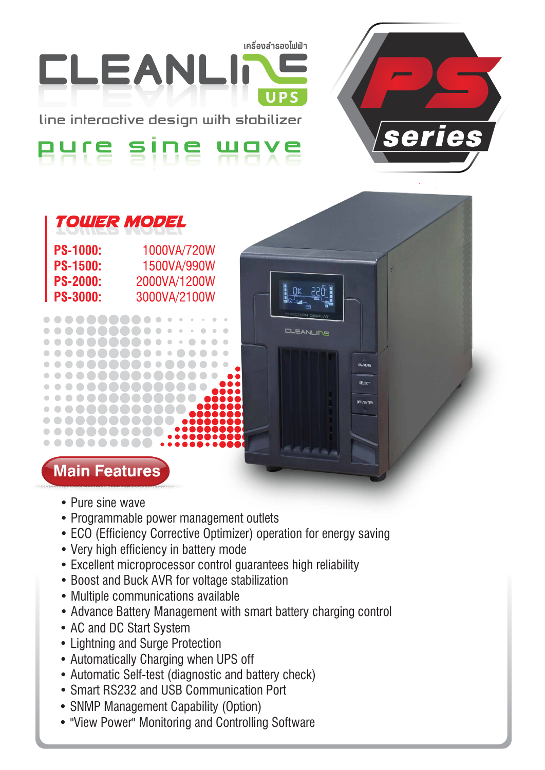เครื่องสำรองไฟฟ้า

# CLEANLINE UPS

line interactive design with stabilizer

pure sine wave

# PS series

## TOWER MODEL

| | |
|---|---|
| **PS-1000:** | 1000VA/720W |
| **PS-1500:** | 1500VA/990W |
| **PS-2000:** | 2000VA/1200W |
| **PS-3000:** | 3000VA/2100W |

## Main Features

- Pure sine wave
- Programmable power management outlets
- ECO (Efficiency Corrective Optimizer) operation for energy saving
- Very high efficiency in battery mode
- Excellent microprocessor control guarantees high reliability
- Boost and Buck AVR for voltage stabilization
- Multiple communications available
- Advance Battery Management with smart battery charging control
- AC and DC Start System
- Lightning and Surge Protection
- Automatically Charging when UPS off
- Automatic Self-test (diagnostic and battery check)
- Smart RS232 and USB Communication Port
- SNMP Management Capability (Option)
- "View Power" Monitoring and Controlling Software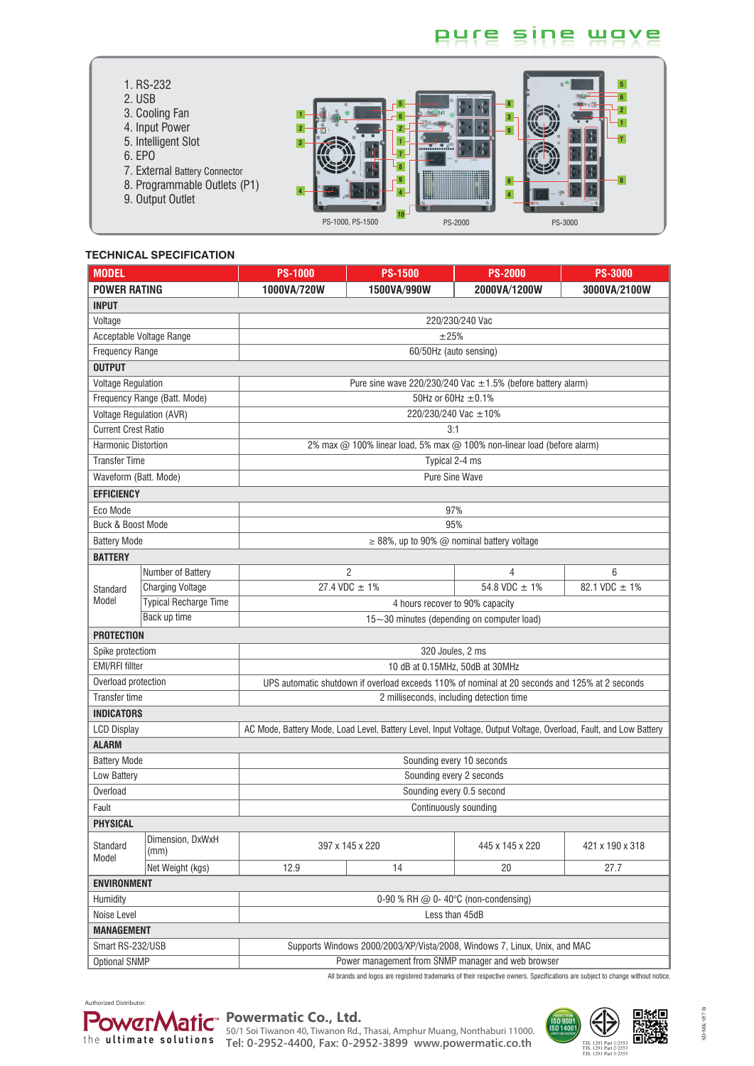pure sine wave

1. RS-232
2. USB
3. Cooling Fan
4. Input Power
5. Intelligent Slot
6. EPO
7. External Battery Connector
8. Programmable Outlets (P1)
9. Output Outlet

PS-1000, PS-1500
PS-2000
PS-3000

## TECHNICAL SPECIFICATION

| MODEL | | PS-1000 | PS-1500 | PS-2000 | PS-3000 |
|---|---|---|---|---|---|
| **POWER RATING** | | **1000VA/720W** | **1500VA/990W** | **2000VA/1200W** | **3000VA/2100W** |
| **INPUT** | | | | | |
| Voltage | | 220/230/240 Vac | | | |
| Acceptable Voltage Range | | ±25% | | | |
| Frequency Range | | 60/50Hz (auto sensing) | | | |
| **OUTPUT** | | | | | |
| Voltage Regulation | | Pure sine wave 220/230/240 Vac ±1.5% (before battery alarm) | | | |
| Frequency Range (Batt. Mode) | | 50Hz or 60Hz ±0.1% | | | |
| Voltage Regulation (AVR) | | 220/230/240 Vac ±10% | | | |
| Current Crest Ratio | | 3:1 | | | |
| Harmonic Distortion | | 2% max @ 100% linear load, 5% max @ 100% non-linear load (before alarm) | | | |
| Transfer Time | | Typical 2-4 ms | | | |
| Waveform (Batt. Mode) | | Pure Sine Wave | | | |
| **EFFICIENCY** | | | | | |
| Eco Mode | | 97% | | | |
| Buck & Boost Mode | | 95% | | | |
| Battery Mode | | ≥ 88%, up to 90% @ nominal battery voltage | | | |
| **BATTERY** | | | | | |
| Standard Model | Number of Battery | 2 | | 4 | 6 |
| | Charging Voltage | 27.4 VDC ± 1% | | 54.8 VDC ± 1% | 82.1 VDC ± 1% |
| | Typical Recharge Time | 4 hours recover to 90% capacity | | | |
| | Back up time | 15~30 minutes (depending on computer load) | | | |
| **PROTECTION** | | | | | |
| Spike protectiom | | 320 Joules, 2 ms | | | |
| EMI/RFI fillter | | 10 dB at 0.15MHz, 50dB at 30MHz | | | |
| Overload protection | | UPS automatic shutdown if overload exceeds 110% of nominal at 20 seconds and 125% at 2 seconds | | | |
| Transfer time | | 2 milliseconds, including detection time | | | |
| **INDICATORS** | | | | | |
| LCD Display | | AC Mode, Battery Mode, Load Level, Battery Level, Input Voltage, Output Voltage, Overload, Fault, and Low Battery | | | |
| **ALARM** | | | | | |
| Battery Mode | | Sounding every 10 seconds | | | |
| Low Battery | | Sounding every 2 seconds | | | |
| Overload | | Sounding every 0.5 second | | | |
| Fault | | Continuously sounding | | | |
| **PHYSICAL** | | | | | |
| Standard Model | Dimension, DxWxH (mm) | 397 x 145 x 220 | | 445 x 145 x 220 | 421 x 190 x 318 |
| | Net Weight (kgs) | 12.9 | 14 | 20 | 27.7 |
| **ENVIRONMENT** | | | | | |
| Humidity | | 0-90 % RH @ 0- 40°C (non-condensing) | | | |
| Noise Level | | Less than 45dB | | | |
| **MANAGEMENT** | | | | | |
| Smart RS-232/USB | | Supports Windows 2000/2003/XP/Vista/2008, Windows 7, Linux, Unix, and MAC | | | |
| Optional SNMP | | Power management from SNMP manager and web browser | | | |

All brands and logos are registered trademarks of their respective owners. Specifications are subject to change without notice.

Authorized Distributor:

PowerMatic the ultimate solutions

**Powermatic Co., Ltd.**
50/1 Soi Tiwanon 40, Tiwanon Rd., Thasai, Amphur Muang, Nonthaburi 11000.
**Tel: 0-2952-4400, Fax: 0-2952-3899 www.powermatic.co.th**

ISO 9001 ISO 14001

TIS. 1291 Part 1-2553
TIS. 1291 Part 2-2553
TIS. 1291 Part 3-2555

SD-MK-057-B